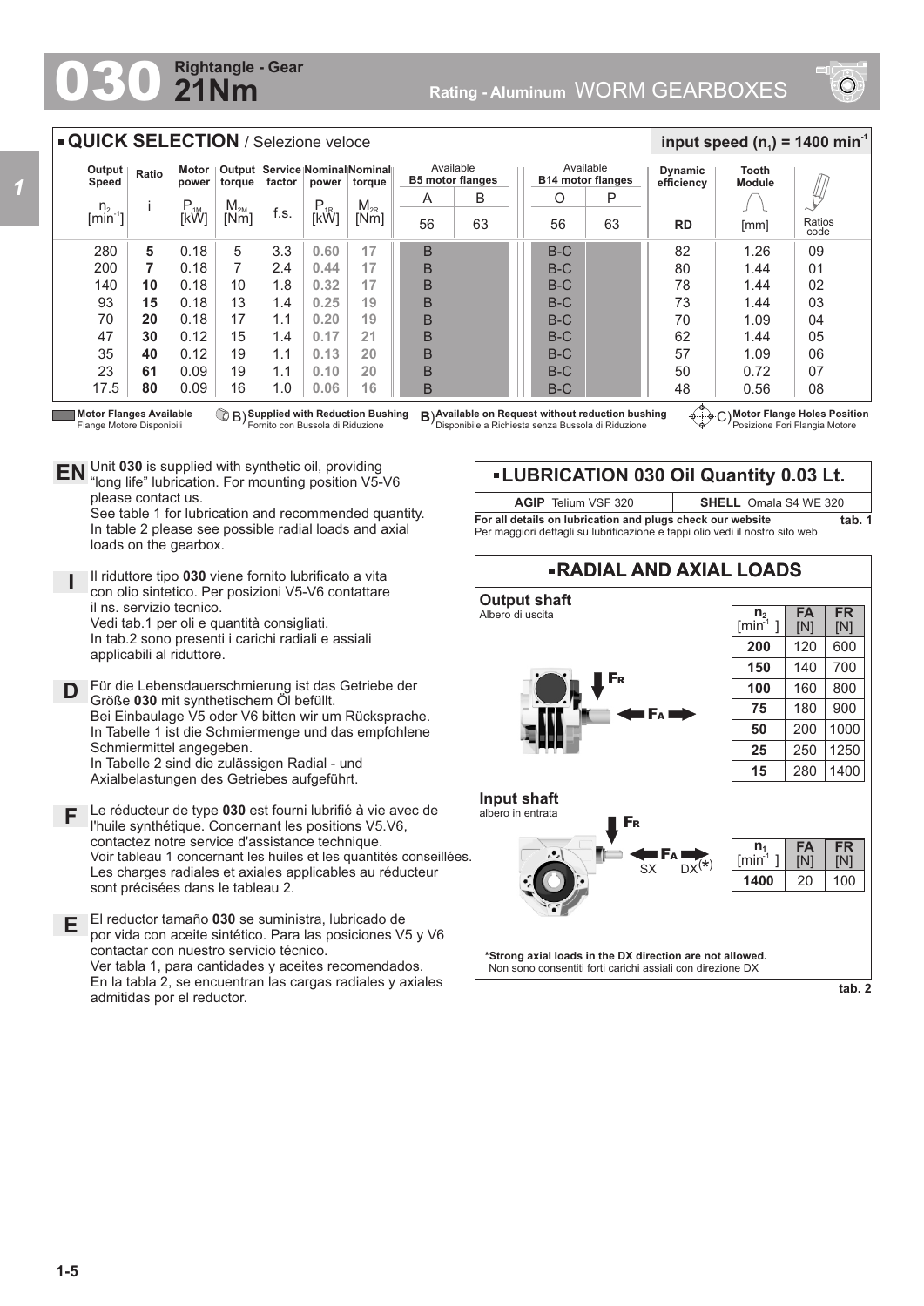# 030 Rightangle - Gear 21Nm

Rating - Aluminum WORM GEARBOXES

## QUICK SELECTION / Selezione veloce

input speed ($n_1$) = 1400 min$^{-1}$

| Output Speed $n_2$ [min$^{-1}$] | Ratio i | Motor power $P_{1M}$ [kW] | Output torque $M_{2M}$ [Nm] | Service factor f.s. | Nominal power $P_{1R}$ [kW] | Nominal torque $M_{2R}$ [Nm] | Available B5 motor flanges A 56 | Available B5 motor flanges B 63 | Available B14 motor flanges O 56 | Available B14 motor flanges P 63 | Dynamic efficiency RD | Tooth Module [mm] | Ratios code |
|---|---|---|---|---|---|---|---|---|---|---|---|---|---|
| 280 | **5** | 0.18 | 5 | 3.3 | **0.60** | **17** | B | | B-C | | 82 | 1.26 | 09 |
| 200 | **7** | 0.18 | 7 | 2.4 | **0.44** | **17** | B | | B-C | | 80 | 1.44 | 01 |
| 140 | **10** | 0.18 | 10 | 1.8 | **0.32** | **17** | B | | B-C | | 78 | 1.44 | 02 |
| 93 | **15** | 0.18 | 13 | 1.4 | **0.25** | **19** | B | | B-C | | 73 | 1.44 | 03 |
| 70 | **20** | 0.18 | 17 | 1.1 | **0.20** | **19** | B | | B-C | | 70 | 1.09 | 04 |
| 47 | **30** | 0.12 | 15 | 1.4 | **0.17** | **21** | B | | B-C | | 62 | 1.44 | 05 |
| 35 | **40** | 0.12 | 19 | 1.1 | **0.13** | **20** | B | | B-C | | 57 | 1.09 | 06 |
| 23 | **61** | 0.09 | 19 | 1.1 | **0.10** | **20** | B | | B-C | | 50 | 0.72 | 07 |
| 17.5 | **80** | 0.09 | 16 | 1.0 | **0.06** | **16** | B | | B-C | | 48 | 0.56 | 08 |

**Motor Flanges Available** / Flange Motore Disponibili — B) **Supplied with Reduction Bushing** / Fornito con Bussola di Riduzione — B) **Available on Request without reduction bushing** / Disponibile a Richiesta senza Bussola di Riduzione — C) **Motor Flange Holes Position** / Posizione Fori Flangia Motore

**EN** Unit **030** is supplied with synthetic oil, providing "long life" lubrication. For mounting position V5-V6 please contact us.
See table 1 for lubrication and recommended quantity.
In table 2 please see possible radial loads and axial loads on the gearbox.

**I** Il riduttore tipo **030** viene fornito lubrificato a vita con olio sintetico. Per posizioni V5-V6 contattare il ns. servizio tecnico.
Vedi tab.1 per oli e quantità consigliati.
In tab.2 sono presenti i carichi radiali e assiali applicabili al riduttore.

**D** Für die Lebensdauerschmierung ist das Getriebe der Größe **030** mit synthetischem Öl befüllt.
Bei Einbaulage V5 oder V6 bitten wir um Rücksprache.
In Tabelle 1 ist die Schmiermenge und das empfohlene Schmiermittel angegeben.
In Tabelle 2 sind die zulässigen Radial - und Axialbelastungen des Getriebes aufgeführt.

**F** Le réducteur de type **030** est fourni lubrifié à vie avec de l'huile synthétique. Concernant les positions V5.V6, contactez notre service d'assistance technique.
Voir tableau 1 concernant les huiles et les quantités conseillées.
Les charges radiales et axiales applicables au réducteur sont précisées dans le tableau 2.

**E** El reductor tamaño **030** se suministra, lubricado de por vida con aceite sintético. Para las posiciones V5 y V6 contactar con nuestro servicio técnico.
Ver tabla 1, para cantidades y aceites recomendados.
En la tabla 2, se encuentran las cargas radiales y axiales admitidas por el reductor.

## LUBRICATION 030 Oil Quantity 0.03 Lt.

| AGIP Telium VSF 320 | SHELL Omala S4 WE 320 |
|---|---|

**For all details on lubrication and plugs check our website**
Per maggiori dettagli su lubrificazione e tappi olio vedi il nostro sito web

tab. 1

## RADIAL AND AXIAL LOADS

**Output shaft**
Albero di uscita

| $n_2$ [min$^{-1}$] | FA [N] | FR [N] |
|---|---|---|
| **200** | 120 | 600 |
| **150** | 140 | 700 |
| **100** | 160 | 800 |
| **75** | 180 | 900 |
| **50** | 200 | 1000 |
| **25** | 250 | 1250 |
| **15** | 280 | 1400 |

**Input shaft**
albero in entrata

FR — FA — SX — DX(*)

| $n_1$ [min$^{-1}$] | FA [N] | FR [N] |
|---|---|---|
| **1400** | 20 | 100 |

***Strong axial loads in the DX direction are not allowed.**
Non sono consentiti forti carichi assiali con direzione DX

tab. 2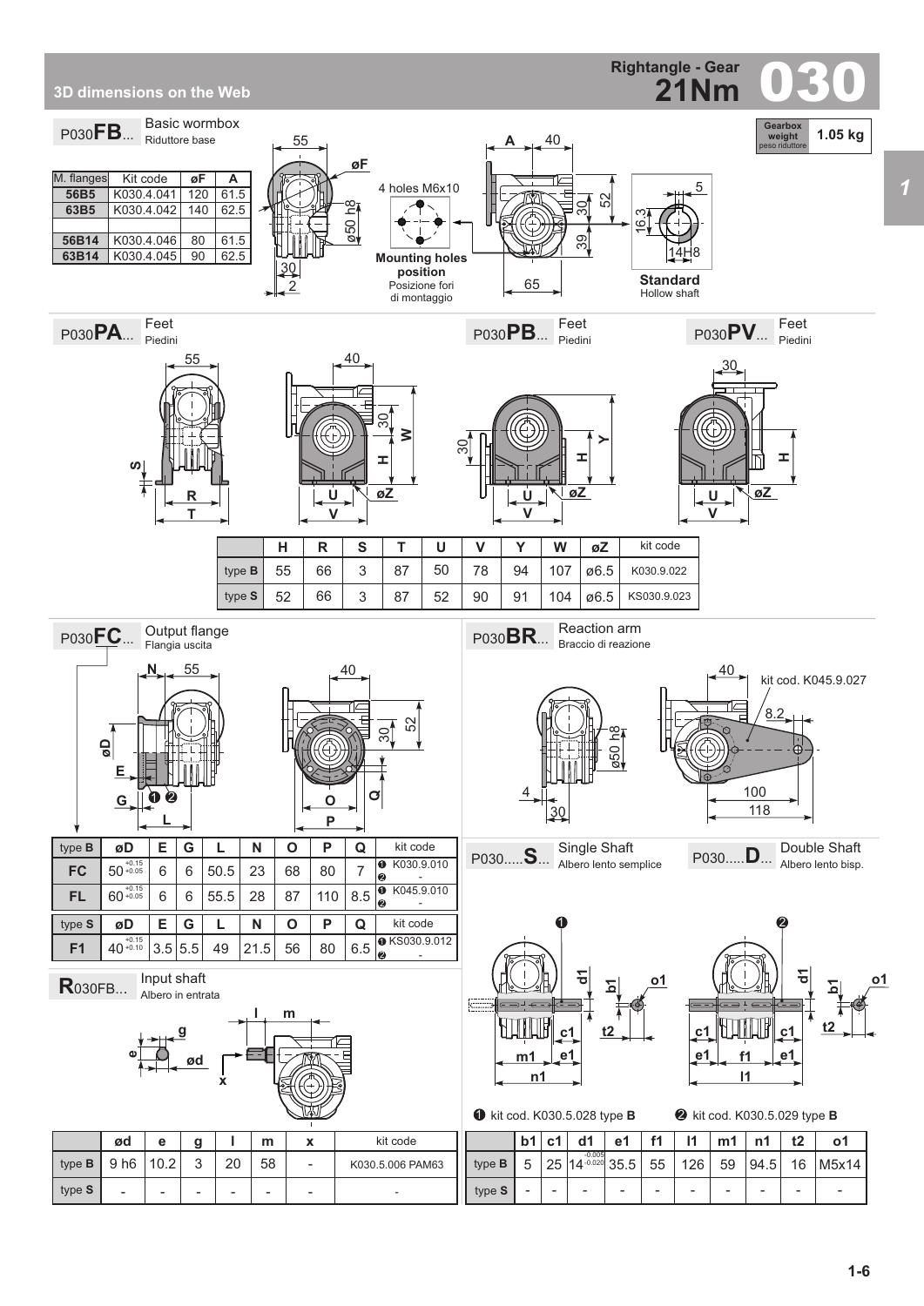3D dimensions on the Web

# Rightangle - Gear 21Nm 030

## P030**FB**... Basic wormbox
Riduttore base

| Gearbox weight / peso riduttore | 1.05 kg |
|---|---|

| M. flanges | Kit code | øF | A |
|---|---|---|---|
| 56B5 | K030.4.041 | 120 | 61.5 |
| 63B5 | K030.4.042 | 140 | 62.5 |
| | | | |
| 56B14 | K030.4.046 | 80 | 61.5 |
| 63B14 | K030.4.045 | 90 | 62.5 |

55
øF
ø50 h8
30
2
4 holes M6x10
**Mounting holes position**
Posizione fori di montaggio
A
40
30
52
39
65
5
16.3
14H8
**Standard**
Hollow shaft

## P030**PA**... Feet
Piedini

## P030**PB**... Feet
Piedini

## P030**PV**... Feet
Piedini

55
40
30
W
H
S
R
T
U
V
øZ
Y

| | H | R | S | T | U | V | Y | W | øZ | kit code |
|---|---|---|---|---|---|---|---|---|---|---|
| type **B** | 55 | 66 | 3 | 87 | 50 | 78 | 94 | 107 | ø6.5 | K030.9.022 |
| type **S** | 52 | 66 | 3 | 87 | 52 | 90 | 91 | 104 | ø6.5 | KS030.9.023 |

## P030**FC**... Output flange
Flangia uscita

N
55
40
30
52
øD
E
G
L
O
P
Q

| type **B** | øD | E | G | L | N | O | P | Q | kit code |
|---|---|---|---|---|---|---|---|---|---|
| **FC** | $50^{+0.15}_{+0.05}$ | 6 | 6 | 50.5 | 23 | 68 | 80 | 7 | ❶ K030.9.010 ❷ - |
| **FL** | $60^{+0.15}_{+0.05}$ | 6 | 6 | 55.5 | 28 | 87 | 110 | 8.5 | ❶ K045.9.010 ❷ - |

| type **S** | øD | E | G | L | N | O | P | Q | kit code |
|---|---|---|---|---|---|---|---|---|---|
| **F1** | $40^{+0.15}_{+0.10}$ | 3.5 | 5.5 | 49 | 21.5 | 56 | 80 | 6.5 | ❶ KS030.9.012 ❷ - |

## P030**BR**... Reaction arm
Braccio di reazione

40
kit cod. K045.9.027
8.2
ø50 h8
4
30
100
118

## **R**030FB... Input shaft
Albero in entrata

l
m
g
e
ød
x

| | ød | e | g | l | m | x | kit code |
|---|---|---|---|---|---|---|---|
| type **B** | 9 h6 | 10.2 | 3 | 20 | 58 | - | K030.5.006 PAM63 |
| type **S** | - | - | - | - | - | - | - |

## P030.....**S**... Single Shaft
Albero lento semplice

## P030.....**D**... Double Shaft
Albero lento bisp.

❶ kit cod. K030.5.028 type **B**

❷ kit cod. K030.5.029 type **B**

| | b1 | c1 | d1 | e1 | f1 | l1 | m1 | n1 | t2 | o1 |
|---|---|---|---|---|---|---|---|---|---|---|
| type **B** | 5 | 25 | $14^{-0.005}_{-0.020}$ | 35.5 | 55 | 126 | 59 | 94.5 | 16 | M5x14 |
| type **S** | - | - | - | - | - | - | - | - | - | - |